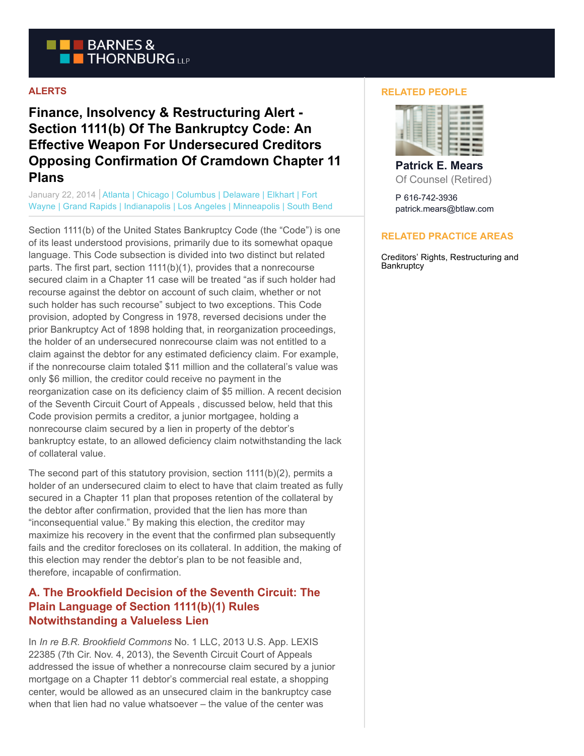ALERTS

# Finance, Insolvency & Restructuring Alert - Section 1111(b) Of The Bankruptcy Code: An Effective Weapon For Undersecured Creditors Opposing Confirmation Of Cramdown Chapter 11 Plans

January 22, 2014 | Atlanta | Chicago | Columbus | Delaware | Elkhart | Fort Wayne | Grand Rapids | Indianapolis | Los Angeles | Minneapolis | South Bend

Section 1111(b) of the United States Bankruptcy Code (the "Code") is one of its least understood provisions, primarily due to its somewhat opaque language. This Code subsection is divided into two distinct but related parts. The first part, section 1111(b)(1), provides that a nonrecourse secured claim in a Chapter 11 case will be treated "as if such holder had recourse against the debtor on account of such claim, whether or not such holder has such recourse" subject to two exceptions. This Code provision, adopted by Congress in 1978, reversed decisions under the prior Bankruptcy Act of 1898 holding that, in reorganization proceedings, the holder of an undersecured nonrecourse claim was not entitled to a claim against the debtor for any estimated deficiency claim. For example, if the nonrecourse claim totaled $11 million and the collateral's value was only $6 million, the creditor could receive no payment in the reorganization case on its deficiency claim of $5 million. A recent decision of the Seventh Circuit Court of Appeals , discussed below, held that this Code provision permits a creditor, a junior mortgagee, holding a nonrecourse claim secured by a lien in property of the debtor's bankruptcy estate, to an allowed deficiency claim notwithstanding the lack of collateral value.

The second part of this statutory provision, section 1111(b)(2), permits a holder of an undersecured claim to elect to have that claim treated as fully secured in a Chapter 11 plan that proposes retention of the collateral by the debtor after confirmation, provided that the lien has more than "inconsequential value." By making this election, the creditor may maximize his recovery in the event that the confirmed plan subsequently fails and the creditor forecloses on its collateral. In addition, the making of this election may render the debtor's plan to be not feasible and, therefore, incapable of confirmation.

## A. The Brookfield Decision of the Seventh Circuit: The Plain Language of Section 1111(b)(1) Rules Notwithstanding a Valueless Lien

In *In re B.R. Brookfield Commons* No. 1 LLC, 2013 U.S. App. LEXIS 22385 (7th Cir. Nov. 4, 2013), the Seventh Circuit Court of Appeals addressed the issue of whether a nonrecourse claim secured by a junior mortgage on a Chapter 11 debtor's commercial real estate, a shopping center, would be allowed as an unsecured claim in the bankruptcy case when that lien had no value whatsoever – the value of the center was

RELATED PEOPLE

**Patrick E. Mears**
Of Counsel (Retired)

P 616-742-3936
patrick.mears@btlaw.com

RELATED PRACTICE AREAS

Creditors' Rights, Restructuring and Bankruptcy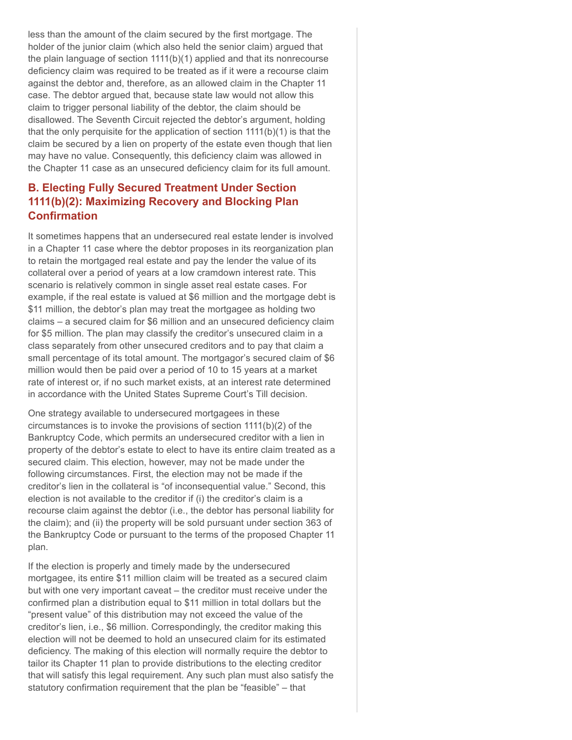less than the amount of the claim secured by the first mortgage. The holder of the junior claim (which also held the senior claim) argued that the plain language of section 1111(b)(1) applied and that its nonrecourse deficiency claim was required to be treated as if it were a recourse claim against the debtor and, therefore, as an allowed claim in the Chapter 11 case. The debtor argued that, because state law would not allow this claim to trigger personal liability of the debtor, the claim should be disallowed. The Seventh Circuit rejected the debtor's argument, holding that the only perquisite for the application of section 1111(b)(1) is that the claim be secured by a lien on property of the estate even though that lien may have no value. Consequently, this deficiency claim was allowed in the Chapter 11 case as an unsecured deficiency claim for its full amount.

### B. Electing Fully Secured Treatment Under Section 1111(b)(2): Maximizing Recovery and Blocking Plan Confirmation

It sometimes happens that an undersecured real estate lender is involved in a Chapter 11 case where the debtor proposes in its reorganization plan to retain the mortgaged real estate and pay the lender the value of its collateral over a period of years at a low cramdown interest rate. This scenario is relatively common in single asset real estate cases. For example, if the real estate is valued at $6 million and the mortgage debt is $11 million, the debtor's plan may treat the mortgagee as holding two claims – a secured claim for $6 million and an unsecured deficiency claim for $5 million. The plan may classify the creditor's unsecured claim in a class separately from other unsecured creditors and to pay that claim a small percentage of its total amount. The mortgagor's secured claim of $6 million would then be paid over a period of 10 to 15 years at a market rate of interest or, if no such market exists, at an interest rate determined in accordance with the United States Supreme Court's Till decision.

One strategy available to undersecured mortgagees in these circumstances is to invoke the provisions of section 1111(b)(2) of the Bankruptcy Code, which permits an undersecured creditor with a lien in property of the debtor's estate to elect to have its entire claim treated as a secured claim. This election, however, may not be made under the following circumstances. First, the election may not be made if the creditor's lien in the collateral is "of inconsequential value." Second, this election is not available to the creditor if (i) the creditor's claim is a recourse claim against the debtor (i.e., the debtor has personal liability for the claim); and (ii) the property will be sold pursuant under section 363 of the Bankruptcy Code or pursuant to the terms of the proposed Chapter 11 plan.

If the election is properly and timely made by the undersecured mortgagee, its entire $11 million claim will be treated as a secured claim but with one very important caveat – the creditor must receive under the confirmed plan a distribution equal to $11 million in total dollars but the "present value" of this distribution may not exceed the value of the creditor's lien, i.e., $6 million. Correspondingly, the creditor making this election will not be deemed to hold an unsecured claim for its estimated deficiency. The making of this election will normally require the debtor to tailor its Chapter 11 plan to provide distributions to the electing creditor that will satisfy this legal requirement. Any such plan must also satisfy the statutory confirmation requirement that the plan be "feasible" – that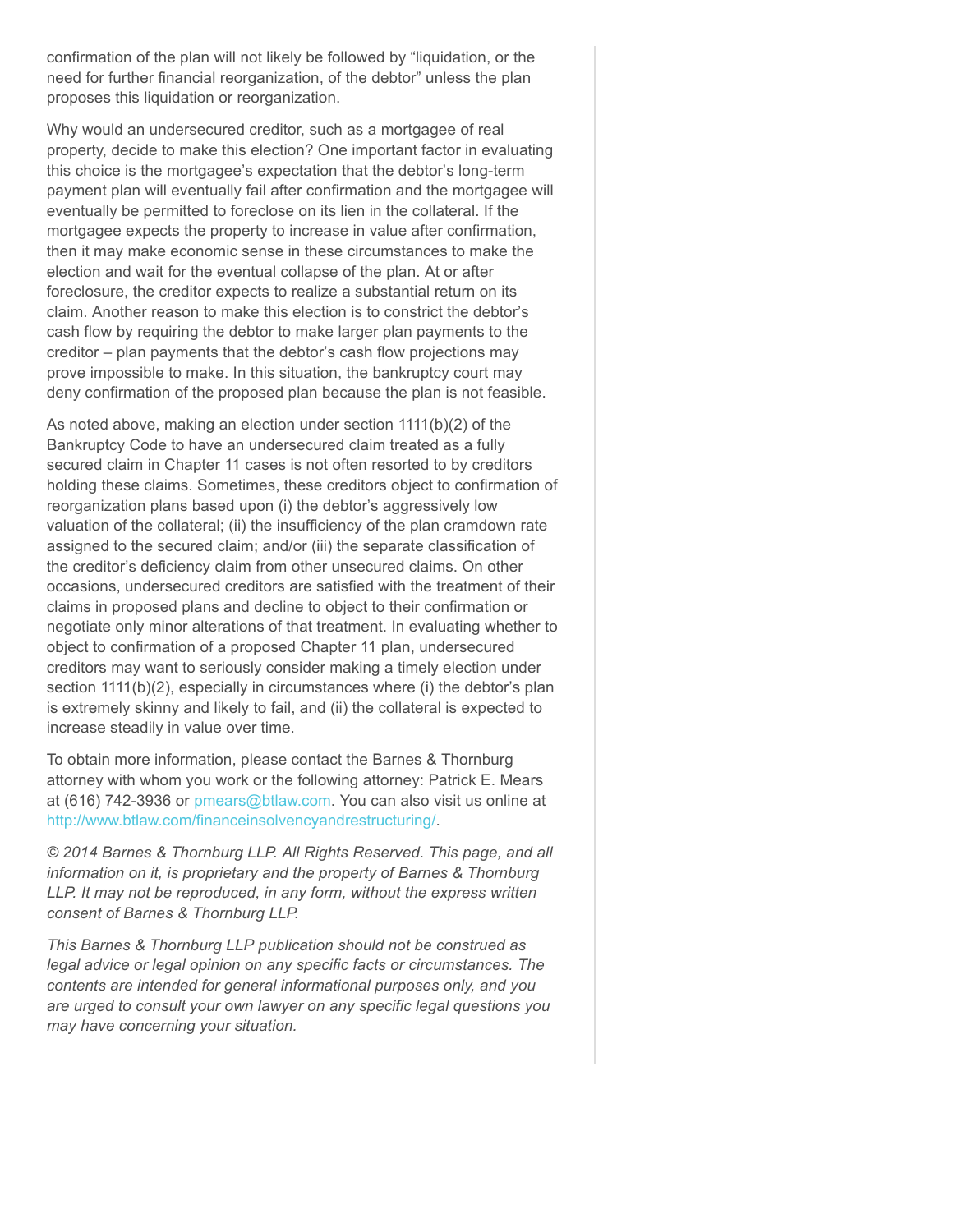confirmation of the plan will not likely be followed by "liquidation, or the need for further financial reorganization, of the debtor" unless the plan proposes this liquidation or reorganization.

Why would an undersecured creditor, such as a mortgagee of real property, decide to make this election? One important factor in evaluating this choice is the mortgagee's expectation that the debtor's long-term payment plan will eventually fail after confirmation and the mortgagee will eventually be permitted to foreclose on its lien in the collateral. If the mortgagee expects the property to increase in value after confirmation, then it may make economic sense in these circumstances to make the election and wait for the eventual collapse of the plan. At or after foreclosure, the creditor expects to realize a substantial return on its claim. Another reason to make this election is to constrict the debtor's cash flow by requiring the debtor to make larger plan payments to the creditor – plan payments that the debtor's cash flow projections may prove impossible to make. In this situation, the bankruptcy court may deny confirmation of the proposed plan because the plan is not feasible.

As noted above, making an election under section 1111(b)(2) of the Bankruptcy Code to have an undersecured claim treated as a fully secured claim in Chapter 11 cases is not often resorted to by creditors holding these claims. Sometimes, these creditors object to confirmation of reorganization plans based upon (i) the debtor's aggressively low valuation of the collateral; (ii) the insufficiency of the plan cramdown rate assigned to the secured claim; and/or (iii) the separate classification of the creditor's deficiency claim from other unsecured claims. On other occasions, undersecured creditors are satisfied with the treatment of their claims in proposed plans and decline to object to their confirmation or negotiate only minor alterations of that treatment. In evaluating whether to object to confirmation of a proposed Chapter 11 plan, undersecured creditors may want to seriously consider making a timely election under section 1111(b)(2), especially in circumstances where (i) the debtor's plan is extremely skinny and likely to fail, and (ii) the collateral is expected to increase steadily in value over time.

To obtain more information, please contact the Barnes & Thornburg attorney with whom you work or the following attorney: Patrick E. Mears at (616) 742-3936 or pmears@btlaw.com. You can also visit us online at http://www.btlaw.com/financeinsolvencyandrestructuring/.

*© 2014 Barnes & Thornburg LLP. All Rights Reserved. This page, and all information on it, is proprietary and the property of Barnes & Thornburg LLP. It may not be reproduced, in any form, without the express written consent of Barnes & Thornburg LLP.*

*This Barnes & Thornburg LLP publication should not be construed as legal advice or legal opinion on any specific facts or circumstances. The contents are intended for general informational purposes only, and you are urged to consult your own lawyer on any specific legal questions you may have concerning your situation.*